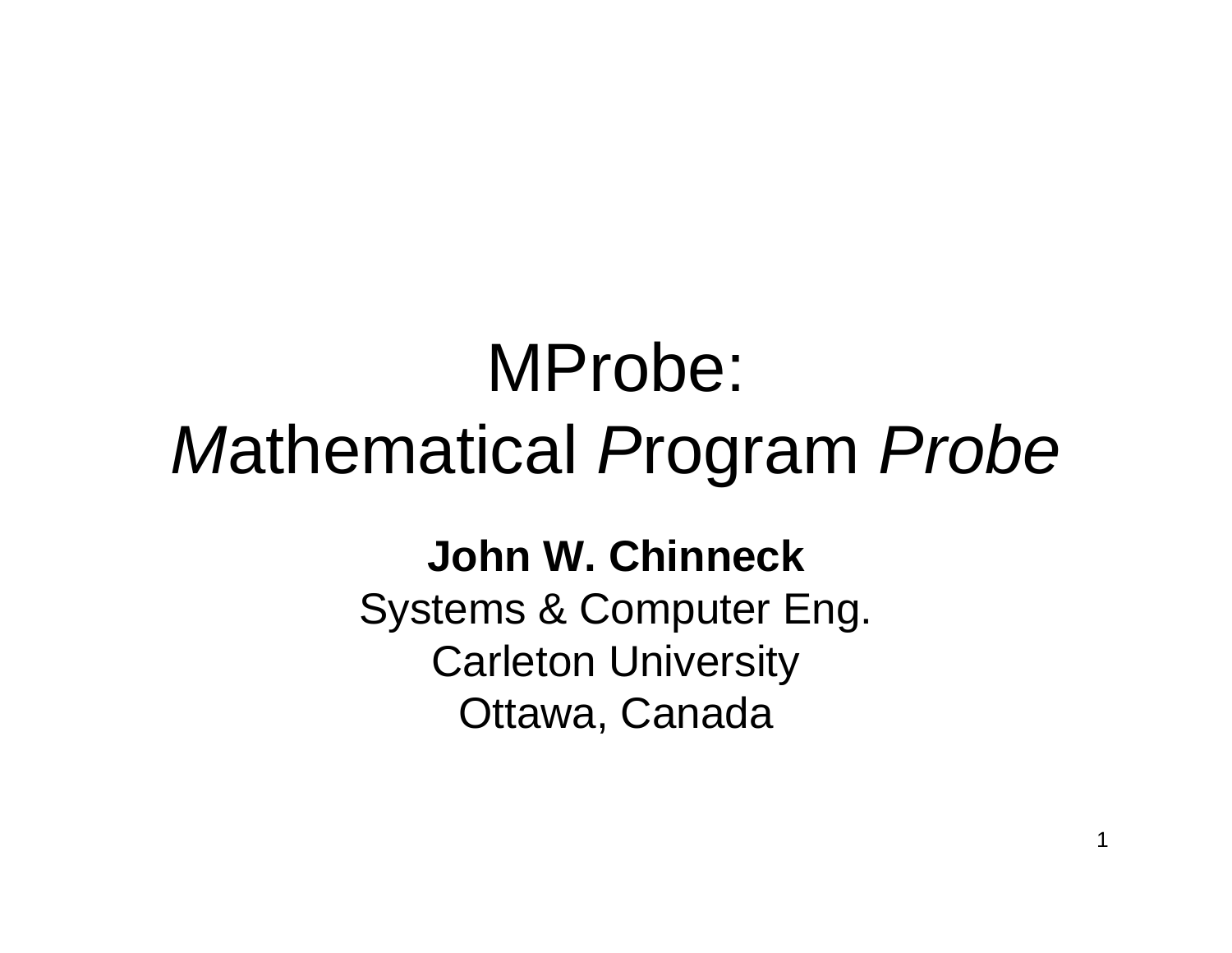# MProbe:
# *M*athematical *P*rogram *Probe*

**John W. Chinneck**
Systems & Computer Eng.
Carleton University
Ottawa, Canada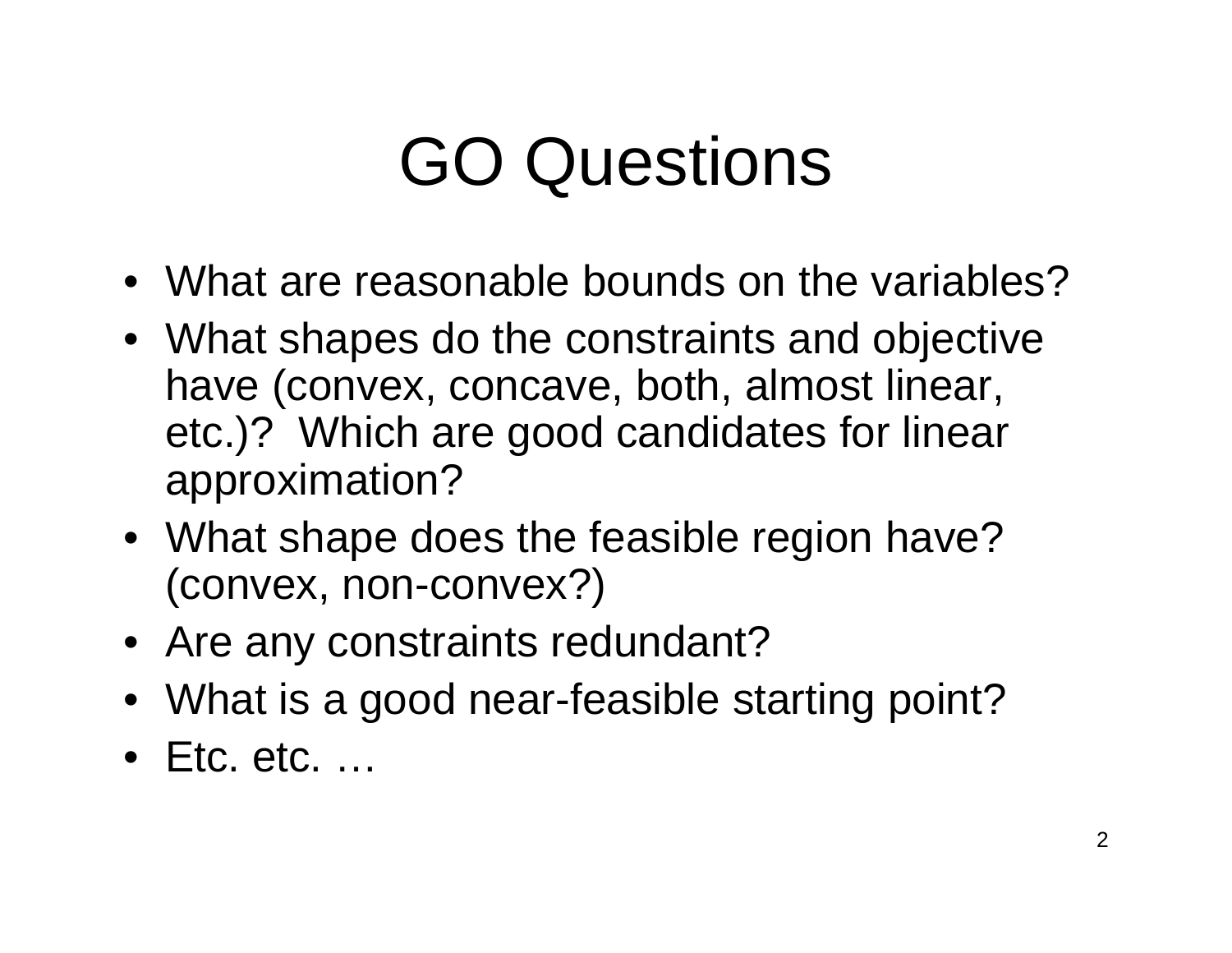# GO Questions

- What are reasonable bounds on the variables?
- What shapes do the constraints and objective have (convex, concave, both, almost linear, etc.)? Which are good candidates for linear approximation?
- What shape does the feasible region have? (convex, non-convex?)
- Are any constraints redundant?
- What is a good near-feasible starting point?
- Etc. etc. …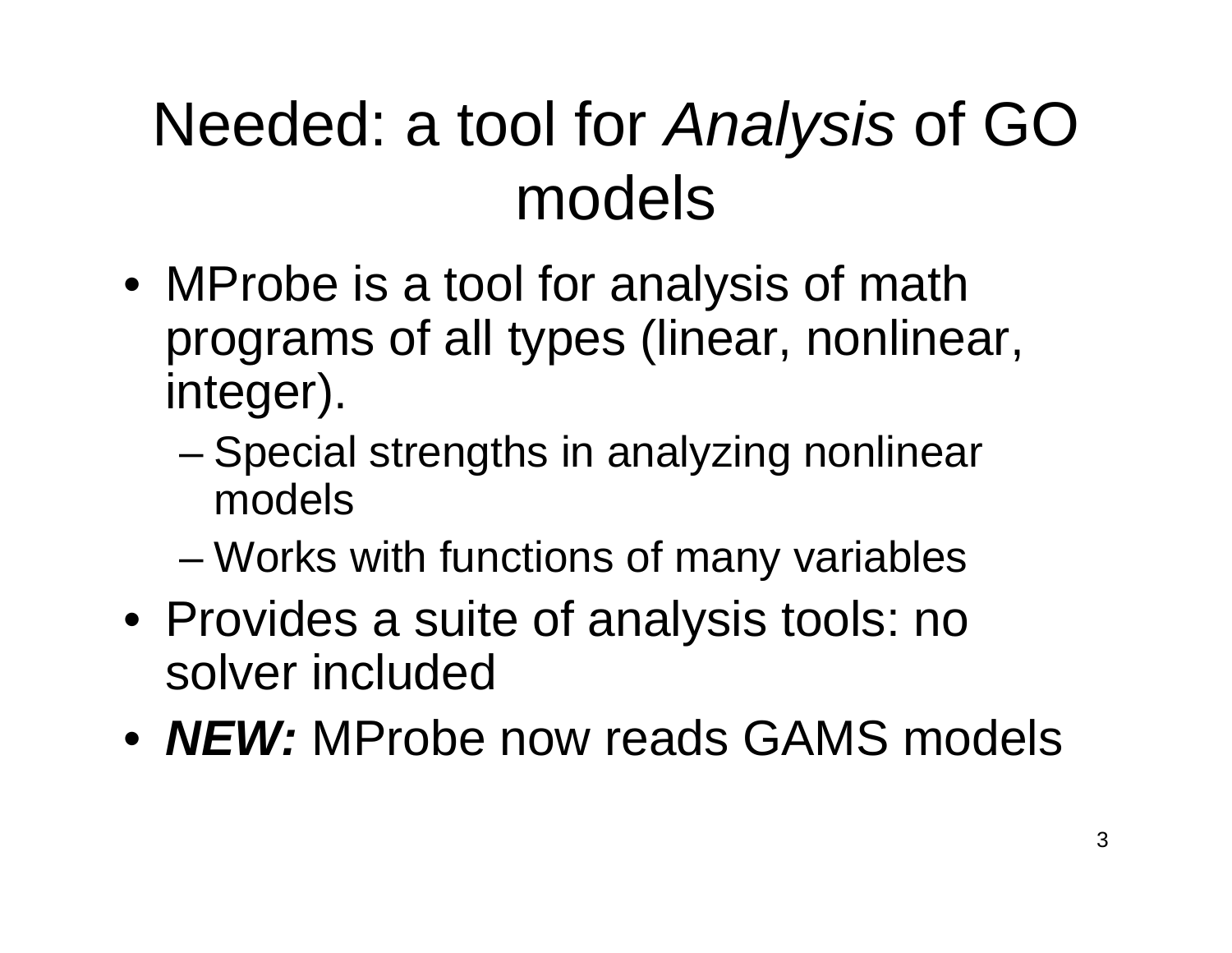# Needed: a tool for *Analysis* of GO models

- MProbe is a tool for analysis of math programs of all types (linear, nonlinear, integer).
  - Special strengths in analyzing nonlinear models
  - Works with functions of many variables
- Provides a suite of analysis tools: no solver included
- ***NEW:*** MProbe now reads GAMS models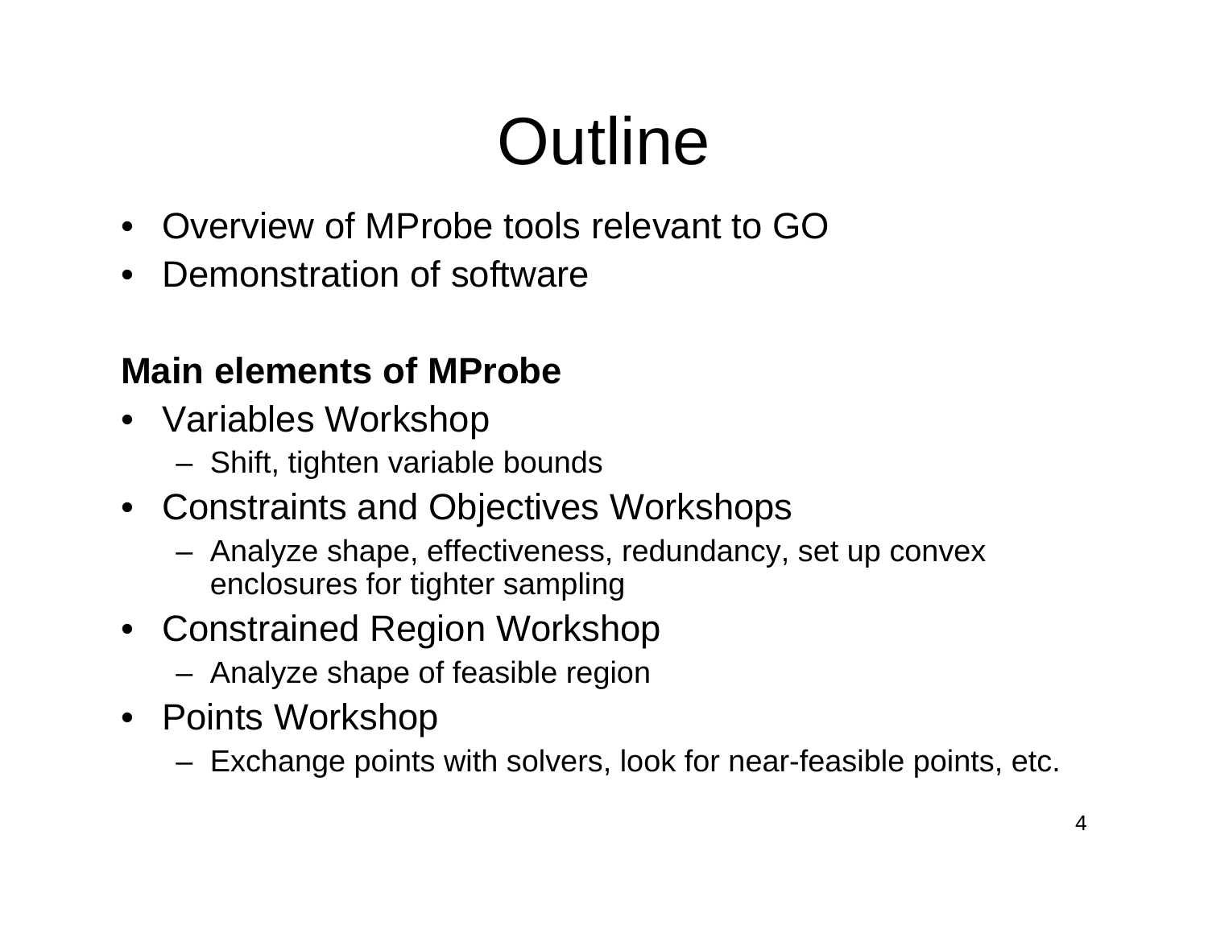# Outline

- Overview of MProbe tools relevant to GO
- Demonstration of software

**Main elements of MProbe**

- Variables Workshop
  - Shift, tighten variable bounds
- Constraints and Objectives Workshops
  - Analyze shape, effectiveness, redundancy, set up convex enclosures for tighter sampling
- Constrained Region Workshop
  - Analyze shape of feasible region
- Points Workshop
  - Exchange points with solvers, look for near-feasible points, etc.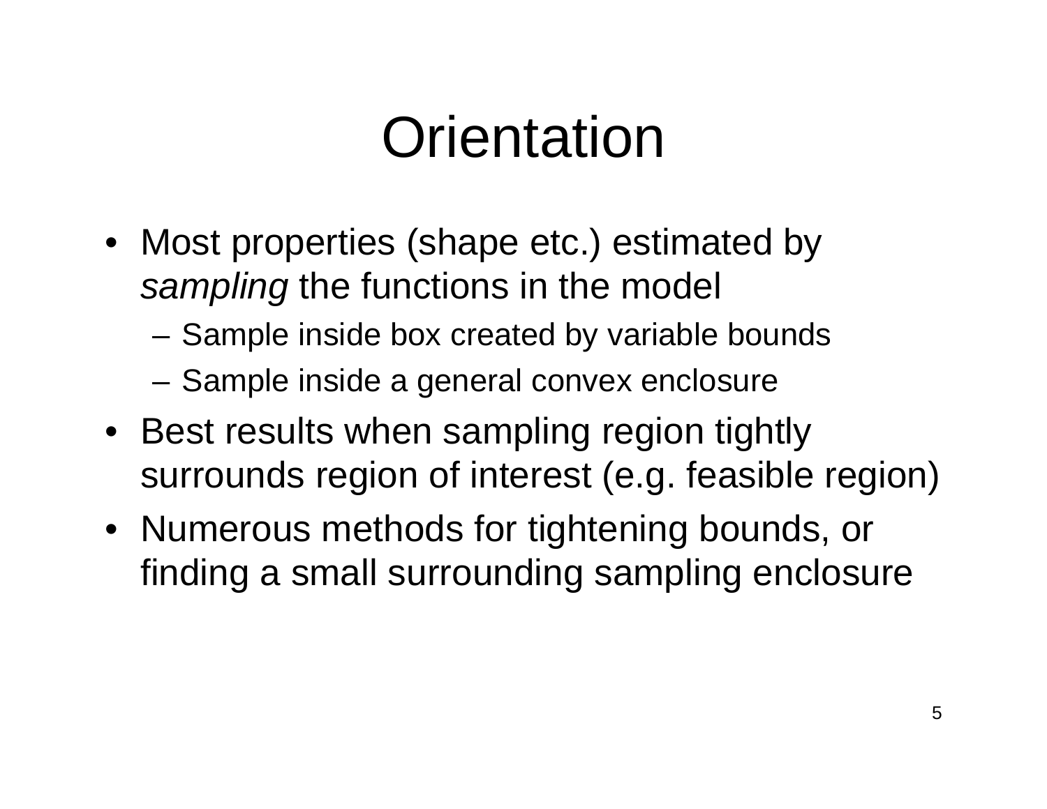# Orientation

- Most properties (shape etc.) estimated by *sampling* the functions in the model
  - Sample inside box created by variable bounds
  - Sample inside a general convex enclosure
- Best results when sampling region tightly surrounds region of interest (e.g. feasible region)
- Numerous methods for tightening bounds, or finding a small surrounding sampling enclosure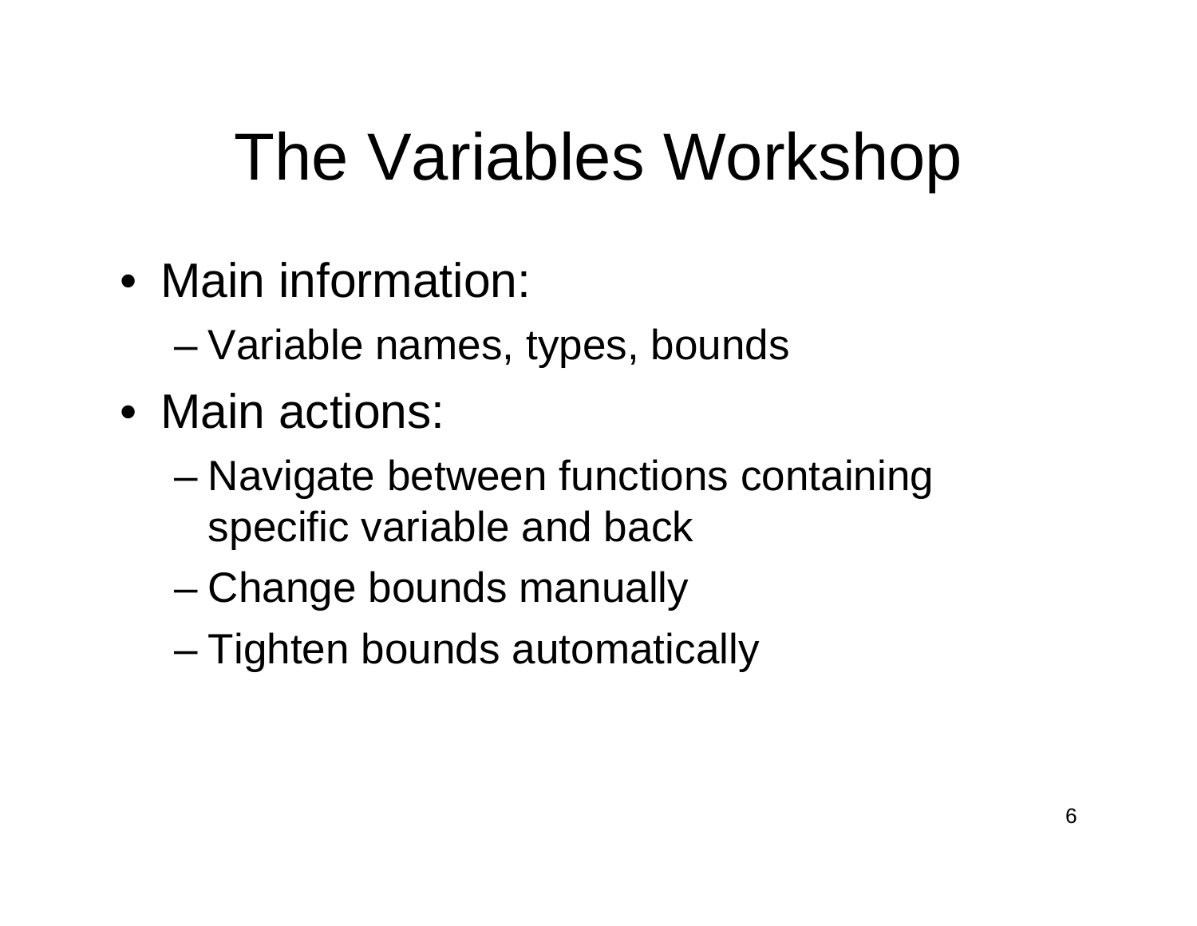# The Variables Workshop

- Main information:
  - Variable names, types, bounds
- Main actions:
  - Navigate between functions containing specific variable and back
  - Change bounds manually
  - Tighten bounds automatically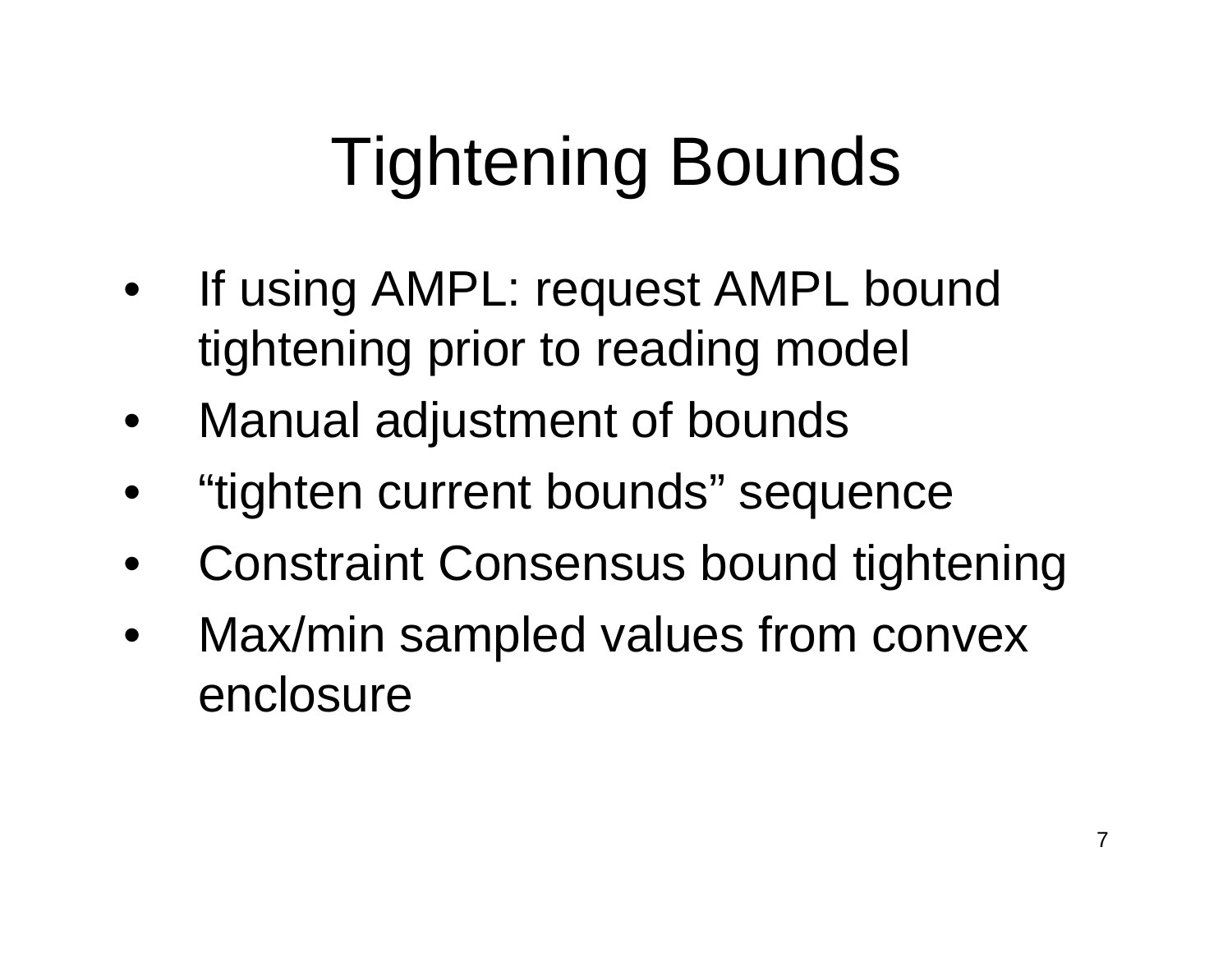# Tightening Bounds

- If using AMPL: request AMPL bound tightening prior to reading model
- Manual adjustment of bounds
- “tighten current bounds” sequence
- Constraint Consensus bound tightening
- Max/min sampled values from convex enclosure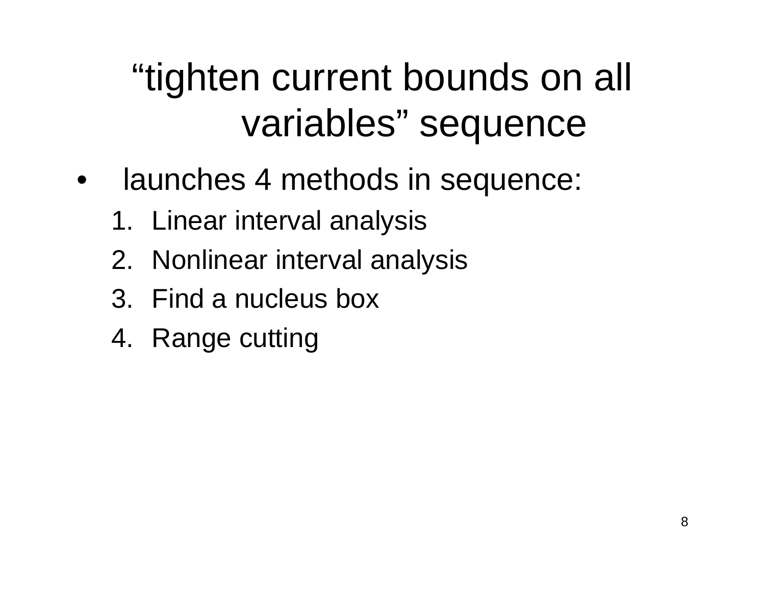# “tighten current bounds on all variables” sequence

- launches 4 methods in sequence:
  1. Linear interval analysis
  2. Nonlinear interval analysis
  3. Find a nucleus box
  4. Range cutting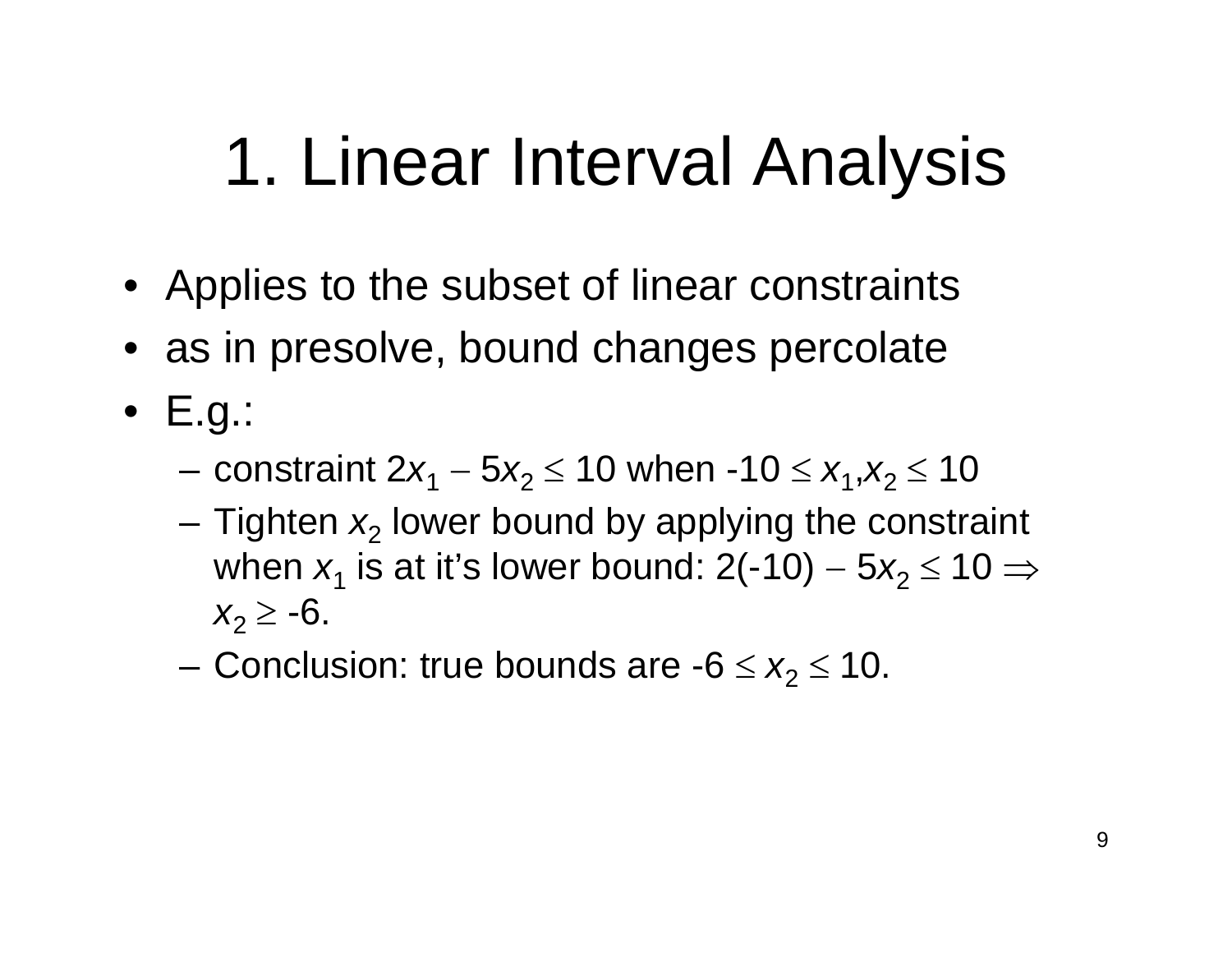# 1. Linear Interval Analysis

- Applies to the subset of linear constraints
- as in presolve, bound changes percolate
- E.g.:
  - constraint $2x_1 - 5x_2 \leq 10$ when $-10 \leq x_1, x_2 \leq 10$
  - Tighten $x_2$ lower bound by applying the constraint when $x_1$ is at it's lower bound: $2(-10) - 5x_2 \leq 10 \Rightarrow x_2 \geq -6$.
  - Conclusion: true bounds are $-6 \leq x_2 \leq 10$.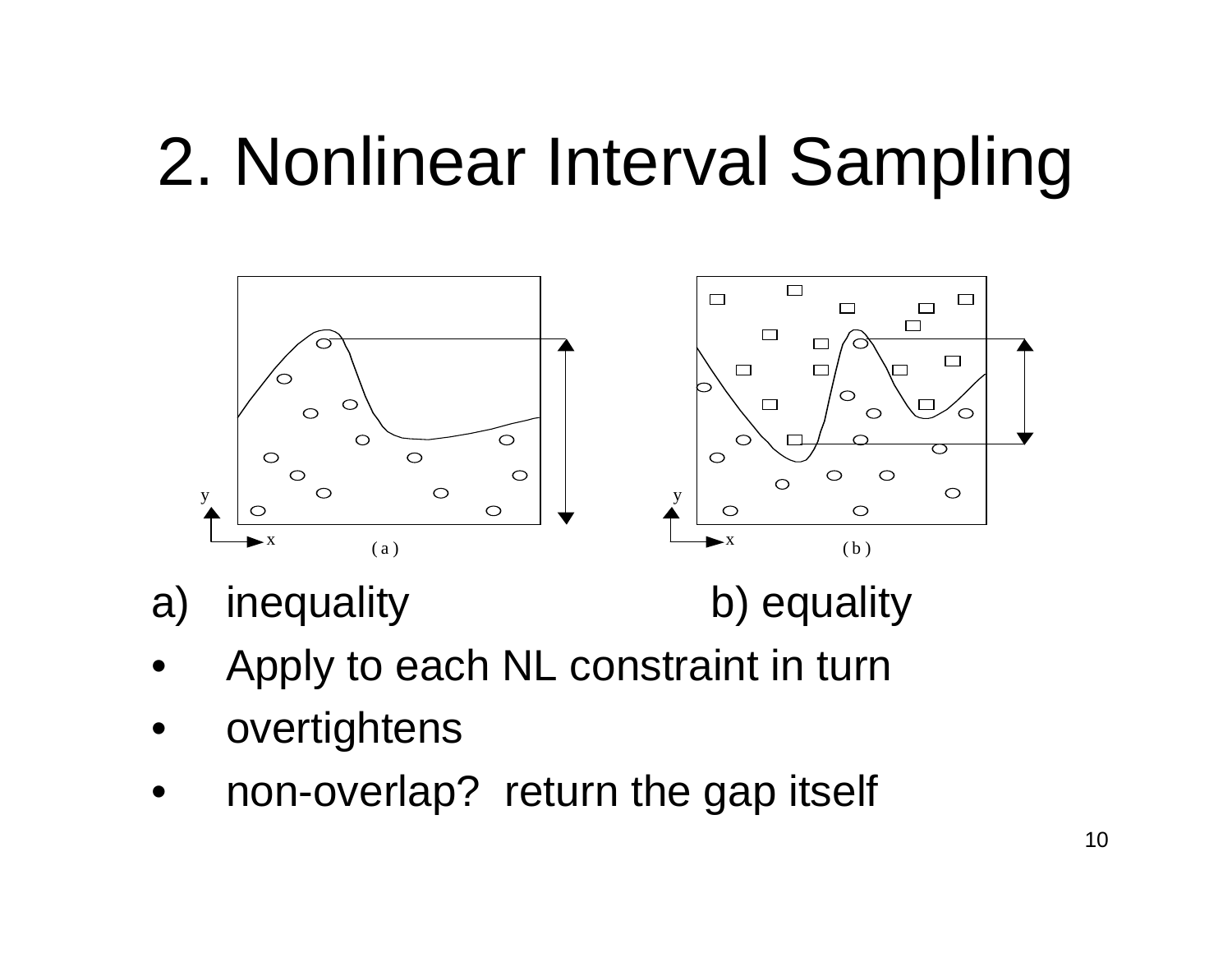# 2. Nonlinear Interval Sampling

a) inequality b) equality

- Apply to each NL constraint in turn
- overtightens
- non-overlap? return the gap itself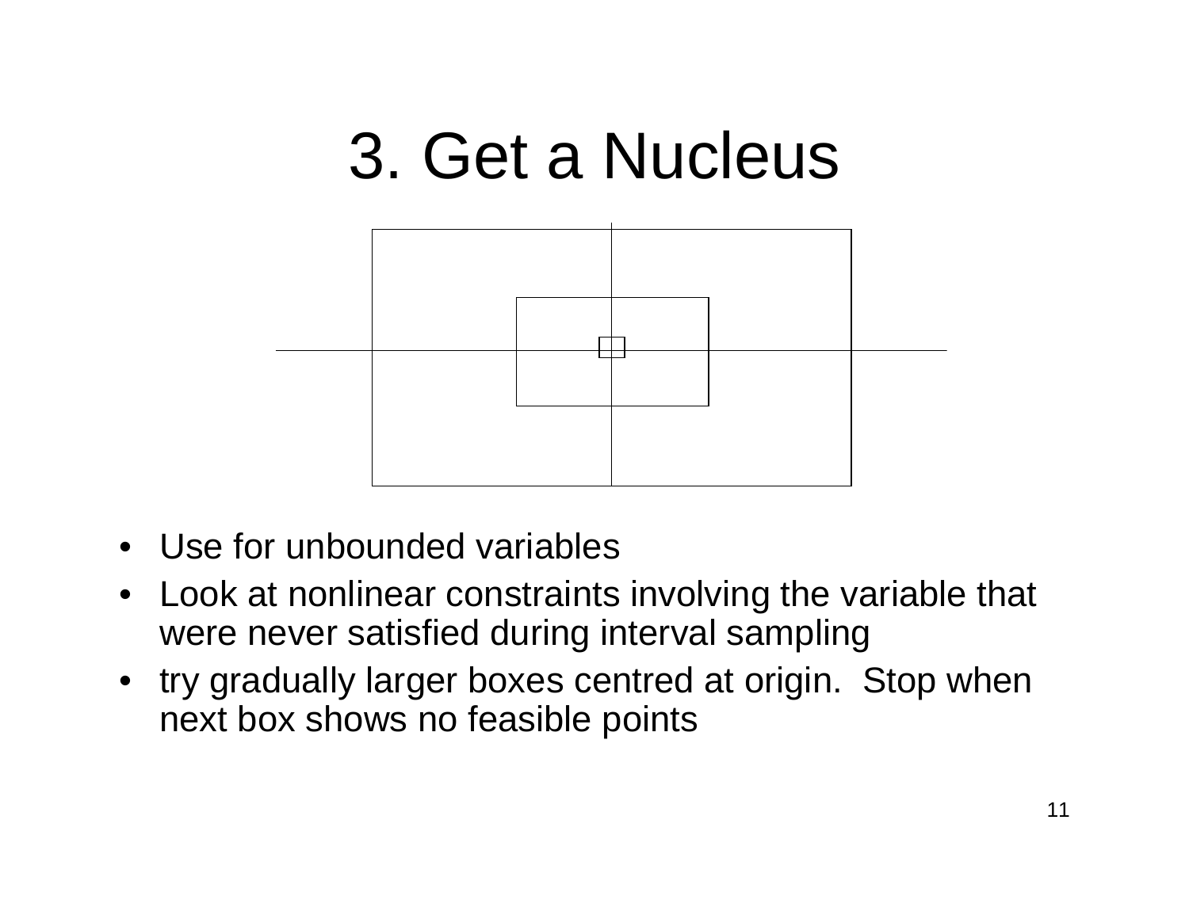# 3. Get a Nucleus

- Use for unbounded variables
- Look at nonlinear constraints involving the variable that were never satisfied during interval sampling
- try gradually larger boxes centred at origin. Stop when next box shows no feasible points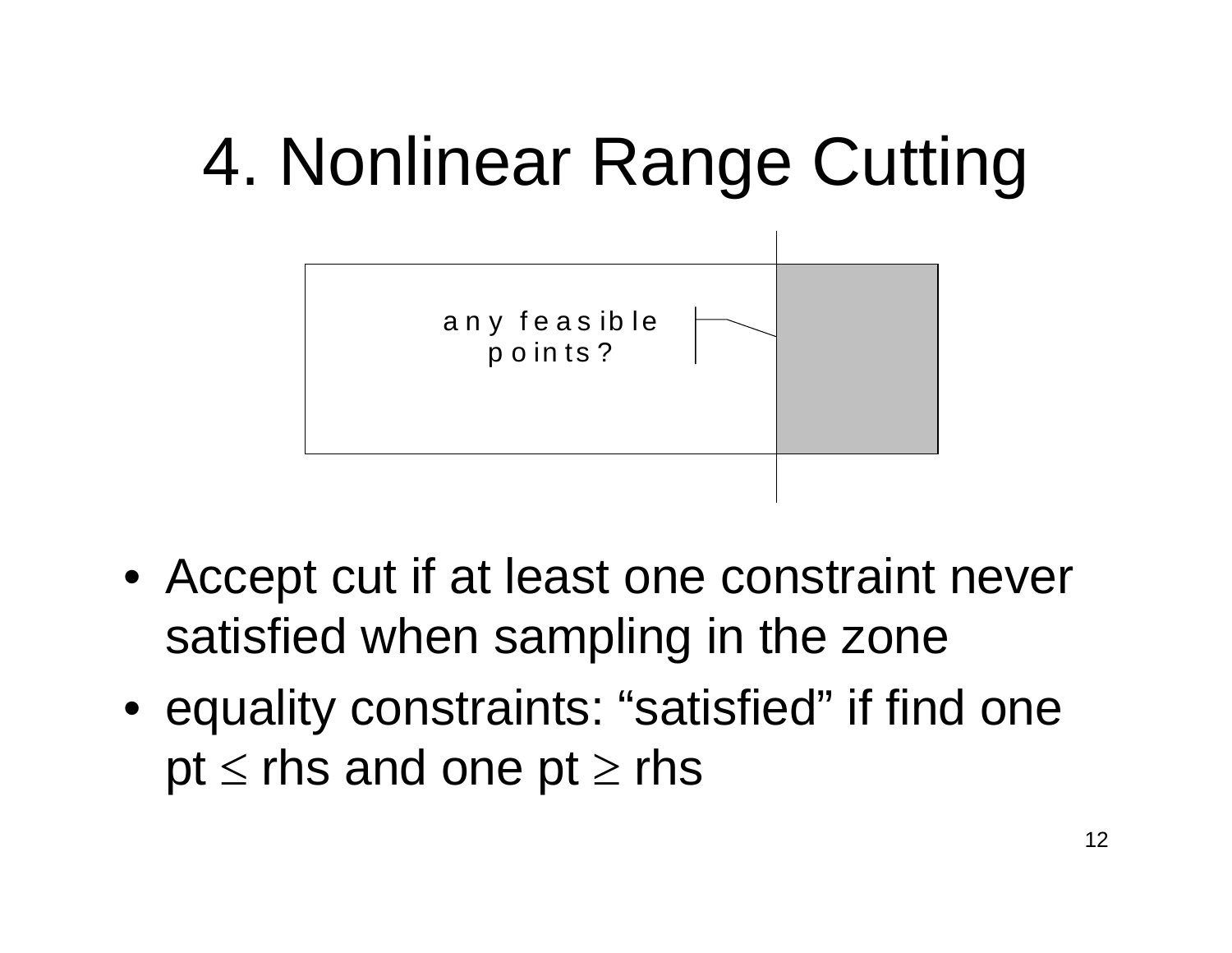# 4. Nonlinear Range Cutting

any feasible points?

- Accept cut if at least one constraint never satisfied when sampling in the zone
- equality constraints: "satisfied" if find one pt $\leq$ rhs and one pt $\geq$ rhs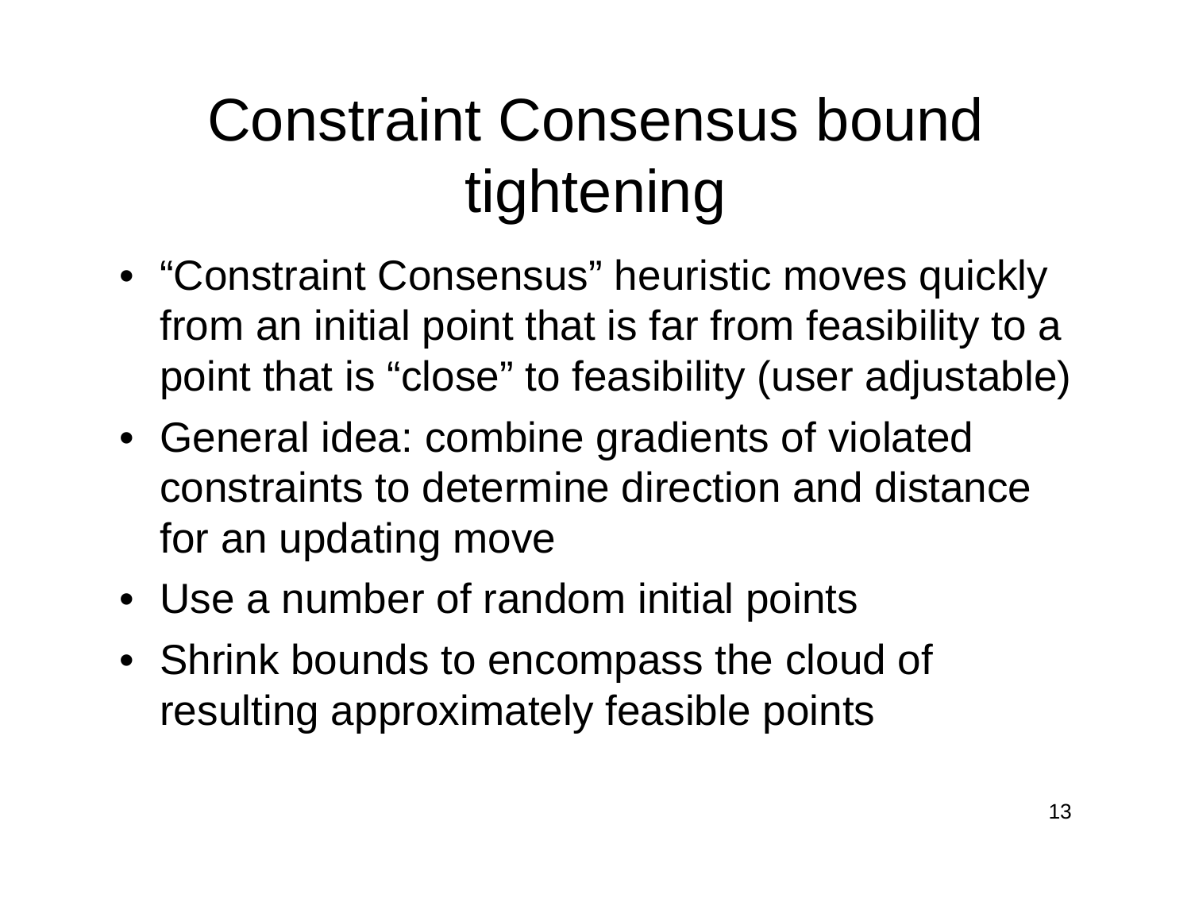# Constraint Consensus bound tightening

- "Constraint Consensus" heuristic moves quickly from an initial point that is far from feasibility to a point that is "close" to feasibility (user adjustable)
- General idea: combine gradients of violated constraints to determine direction and distance for an updating move
- Use a number of random initial points
- Shrink bounds to encompass the cloud of resulting approximately feasible points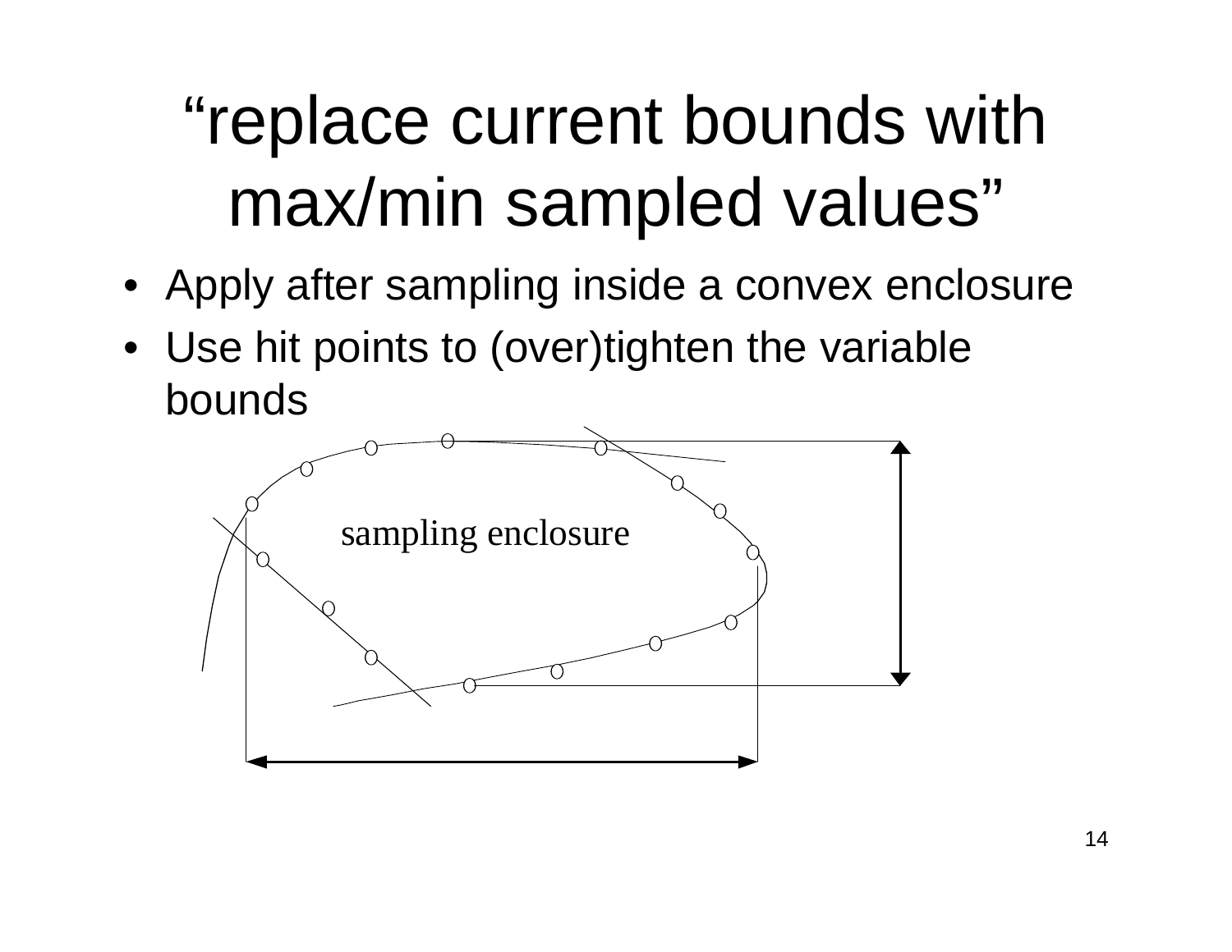# "replace current bounds with max/min sampled values"

- Apply after sampling inside a convex enclosure
- Use hit points to (over)tighten the variable bounds

sampling enclosure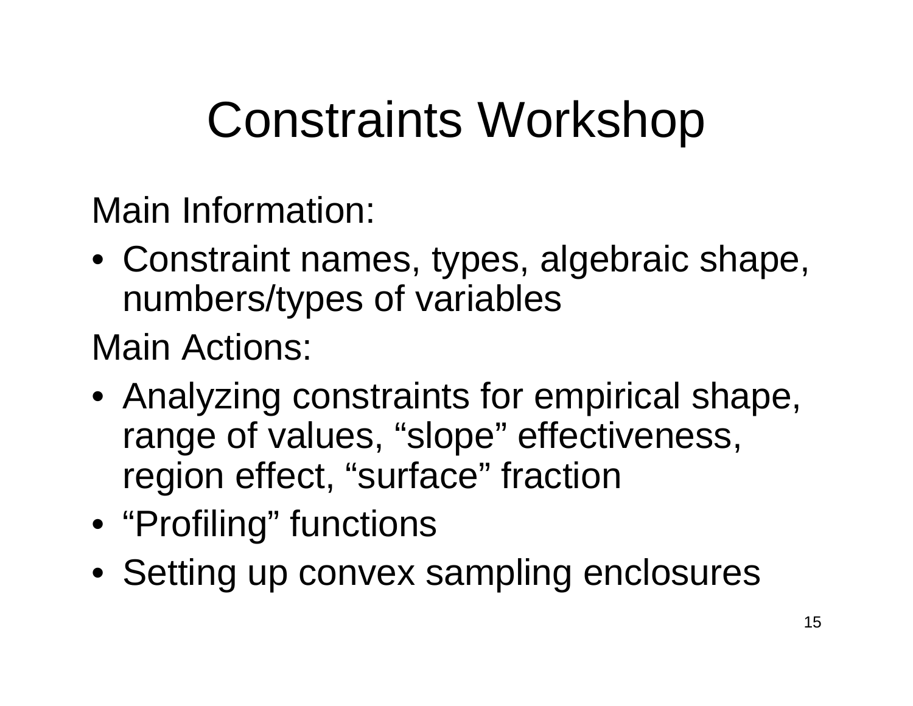# Constraints Workshop

Main Information:

- Constraint names, types, algebraic shape, numbers/types of variables

Main Actions:

- Analyzing constraints for empirical shape, range of values, “slope” effectiveness, region effect, “surface” fraction
- “Profiling” functions
- Setting up convex sampling enclosures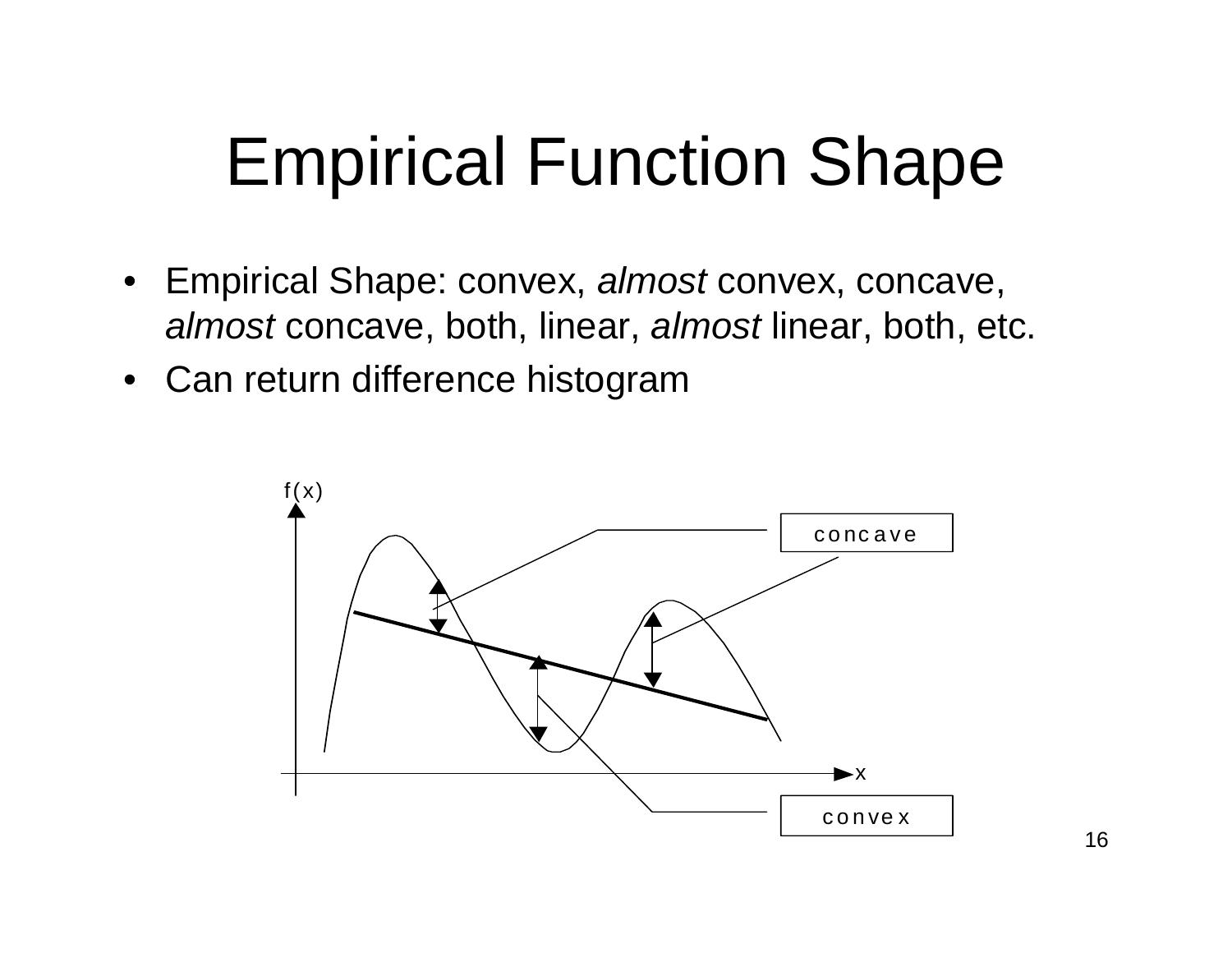# Empirical Function Shape

- Empirical Shape: convex, *almost* convex, concave, *almost* concave, both, linear, *almost* linear, both, etc.
- Can return difference histogram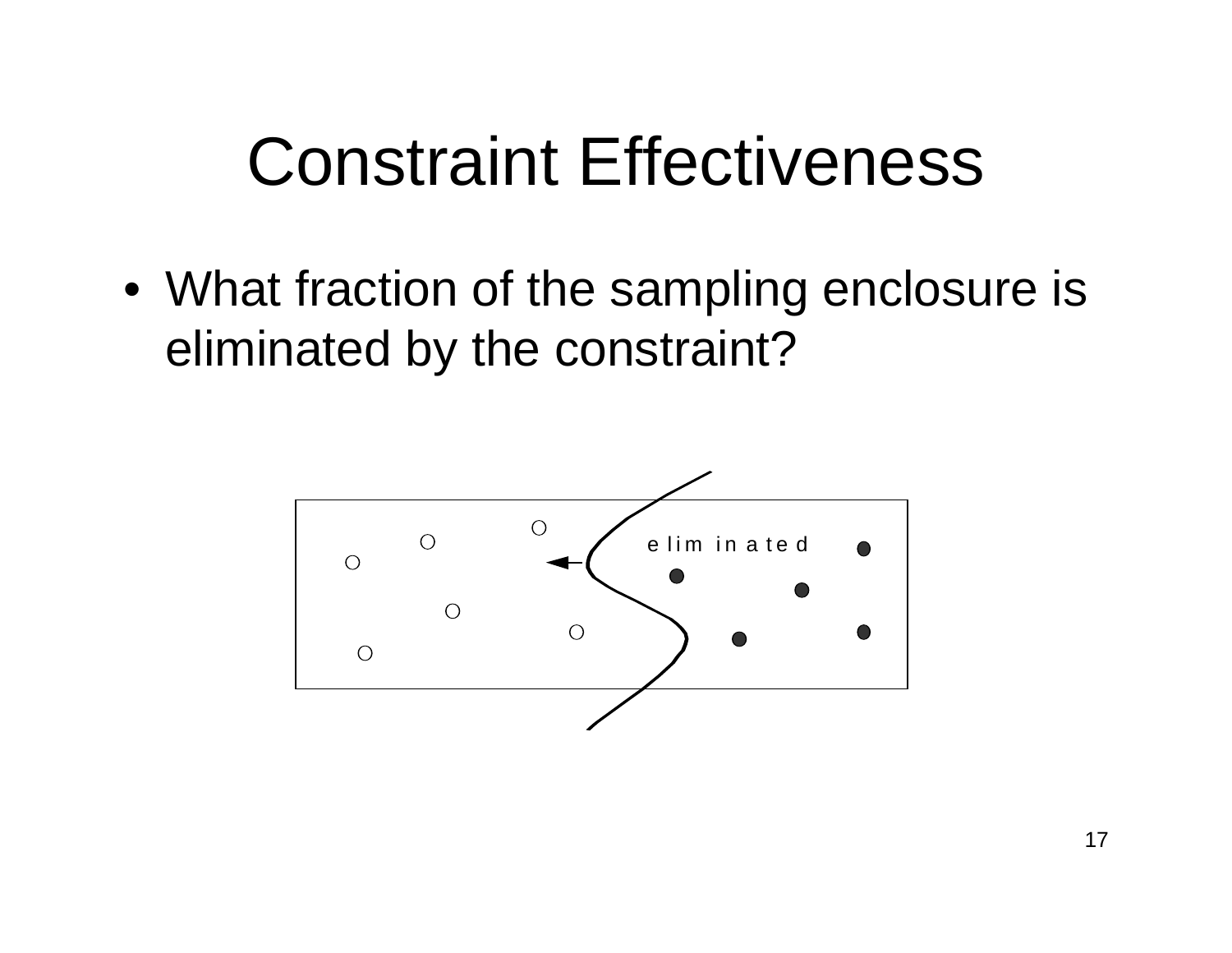# Constraint Effectiveness

- What fraction of the sampling enclosure is eliminated by the constraint?

eliminated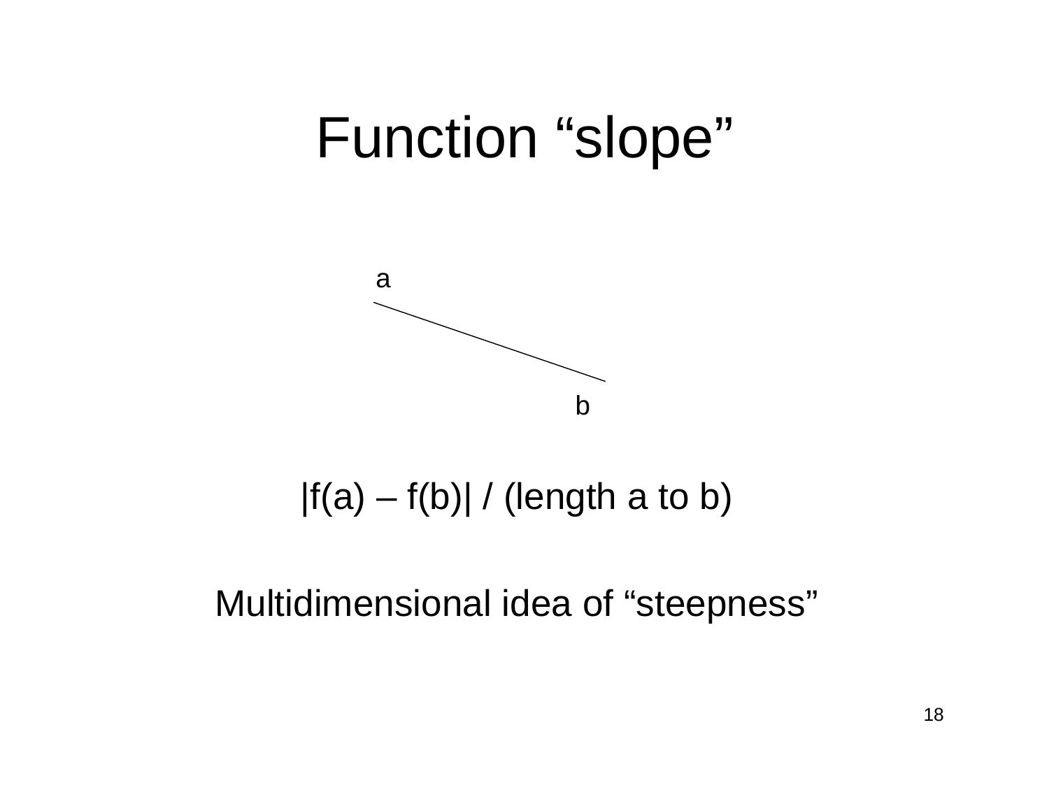# Function "slope"

a

b

|f(a) – f(b)| / (length a to b)

Multidimensional idea of "steepness"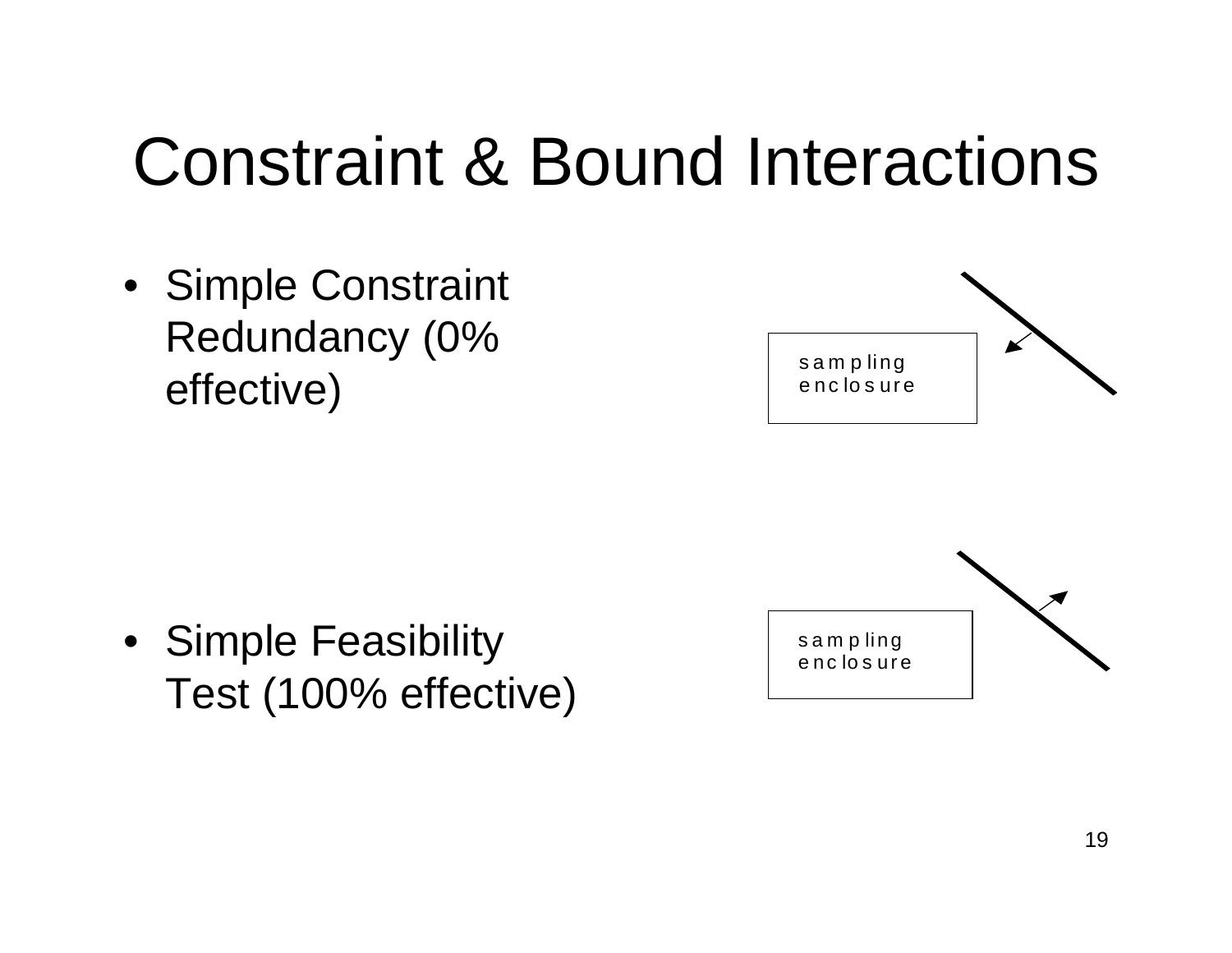# Constraint & Bound Interactions

- Simple Constraint Redundancy (0% effective)

sampling enclosure

- Simple Feasibility Test (100% effective)

sampling enclosure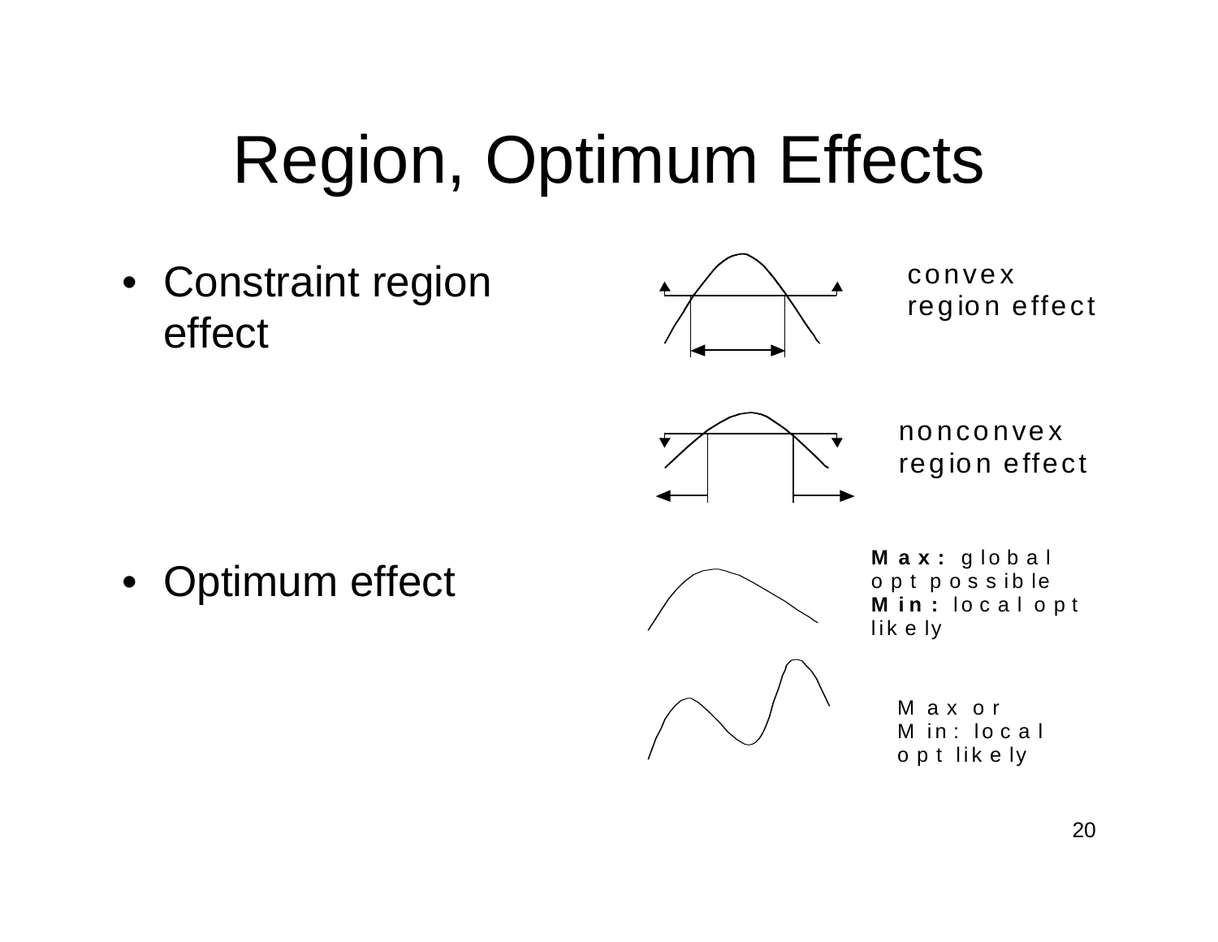# Region, Optimum Effects

- Constraint region effect

convex region effect

nonconvex region effect

- Optimum effect

**Max:** global opt possible
**Min:** local opt likely

Max or Min: local opt likely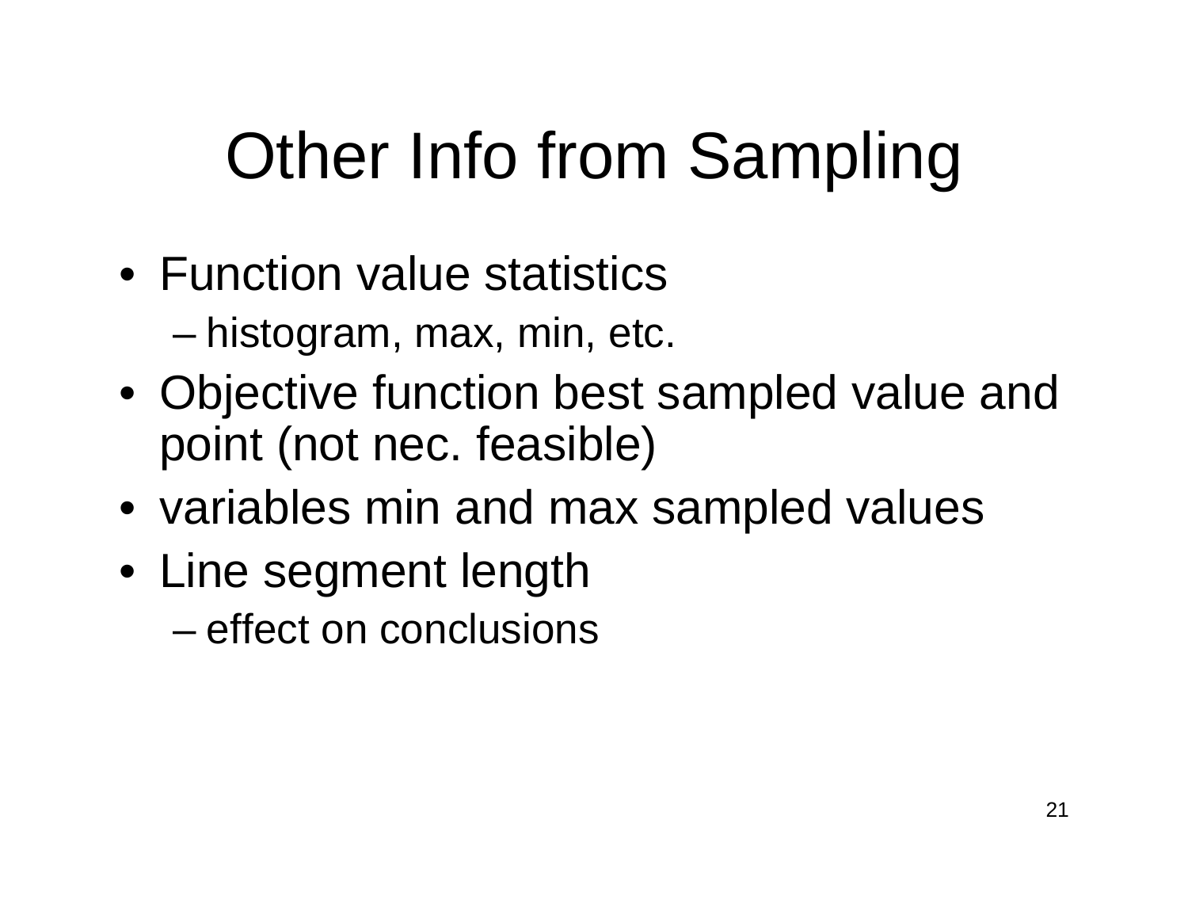# Other Info from Sampling

- Function value statistics
  - histogram, max, min, etc.
- Objective function best sampled value and point (not nec. feasible)
- variables min and max sampled values
- Line segment length
  - effect on conclusions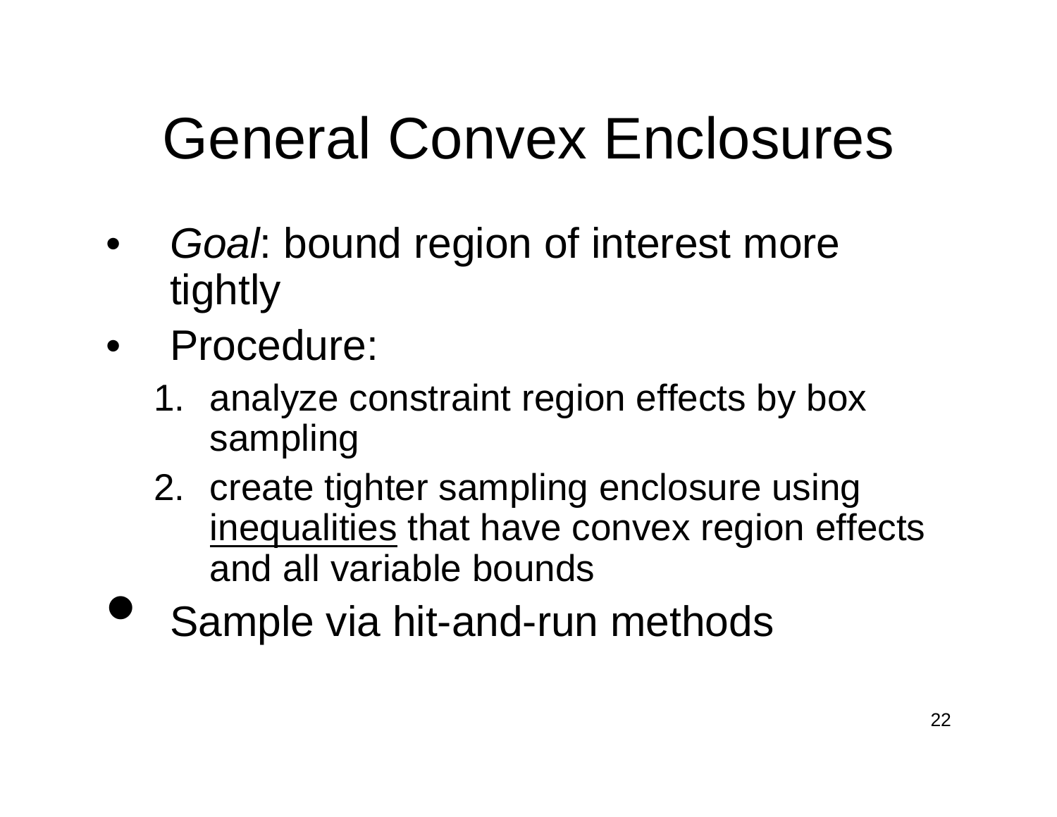# General Convex Enclosures

- *Goal*: bound region of interest more tightly
- Procedure:
  1. analyze constraint region effects by box sampling
  2. create tighter sampling enclosure using <u>inequalities</u> that have convex region effects and all variable bounds
- Sample via hit-and-run methods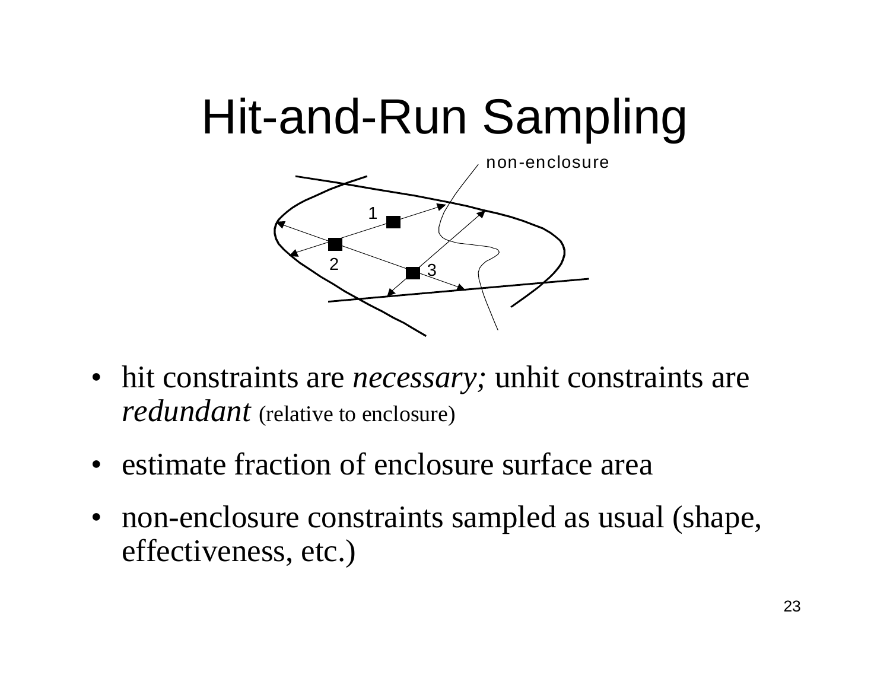# Hit-and-Run Sampling

- hit constraints are *necessary;* unhit constraints are *redundant* (relative to enclosure)
- estimate fraction of enclosure surface area
- non-enclosure constraints sampled as usual (shape, effectiveness, etc.)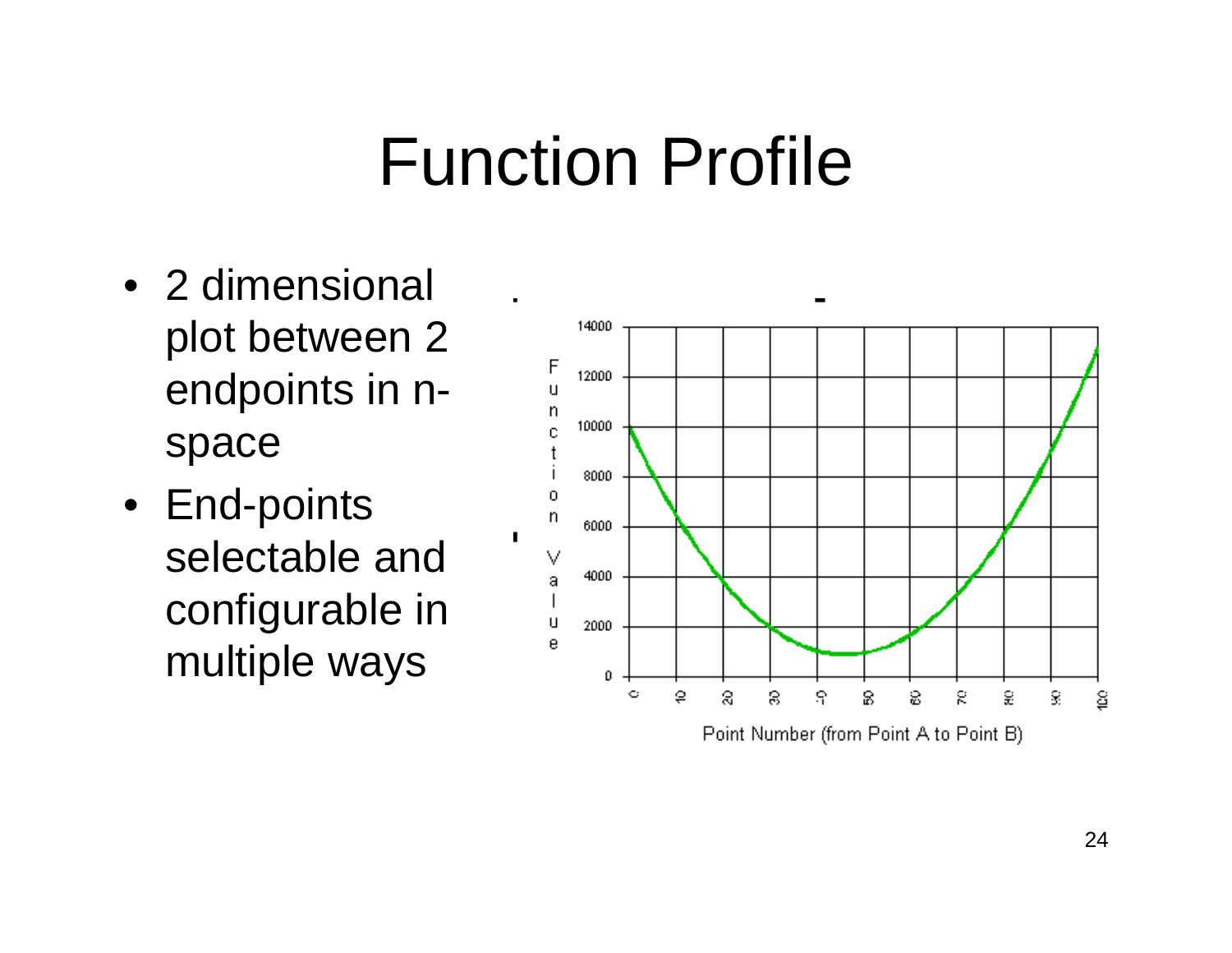# Function Profile

- 2 dimensional plot between 2 endpoints in n-space
- End-points selectable and configurable in multiple ways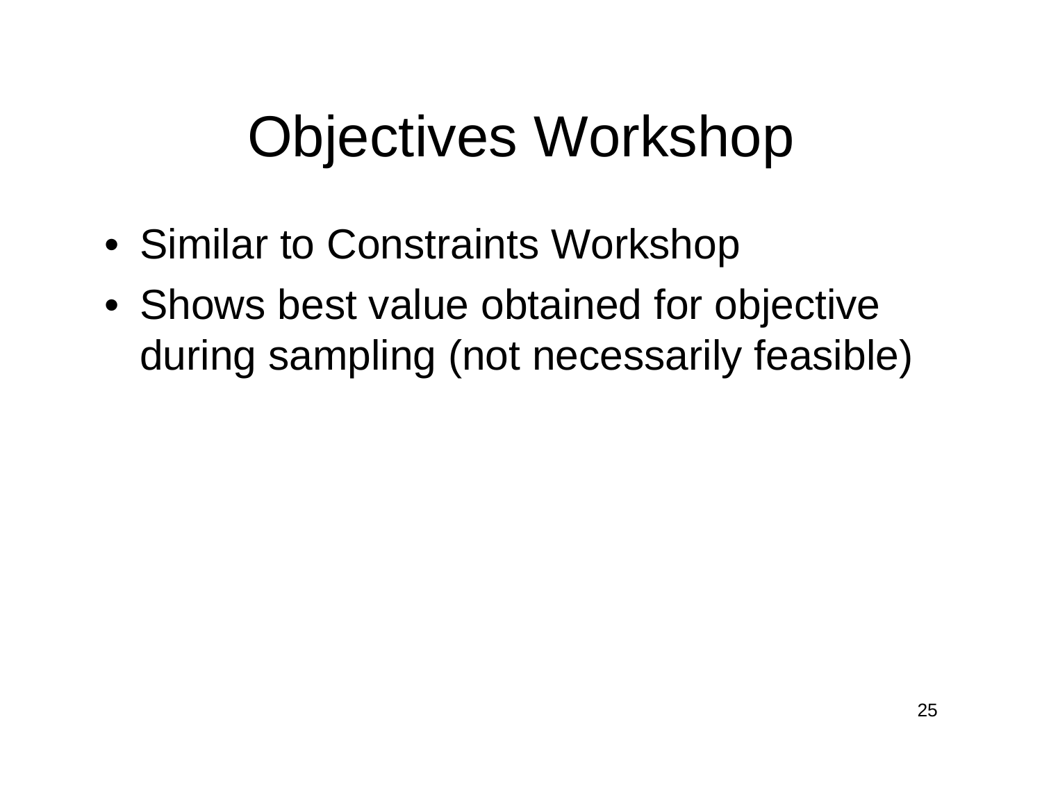# Objectives Workshop

- Similar to Constraints Workshop
- Shows best value obtained for objective during sampling (not necessarily feasible)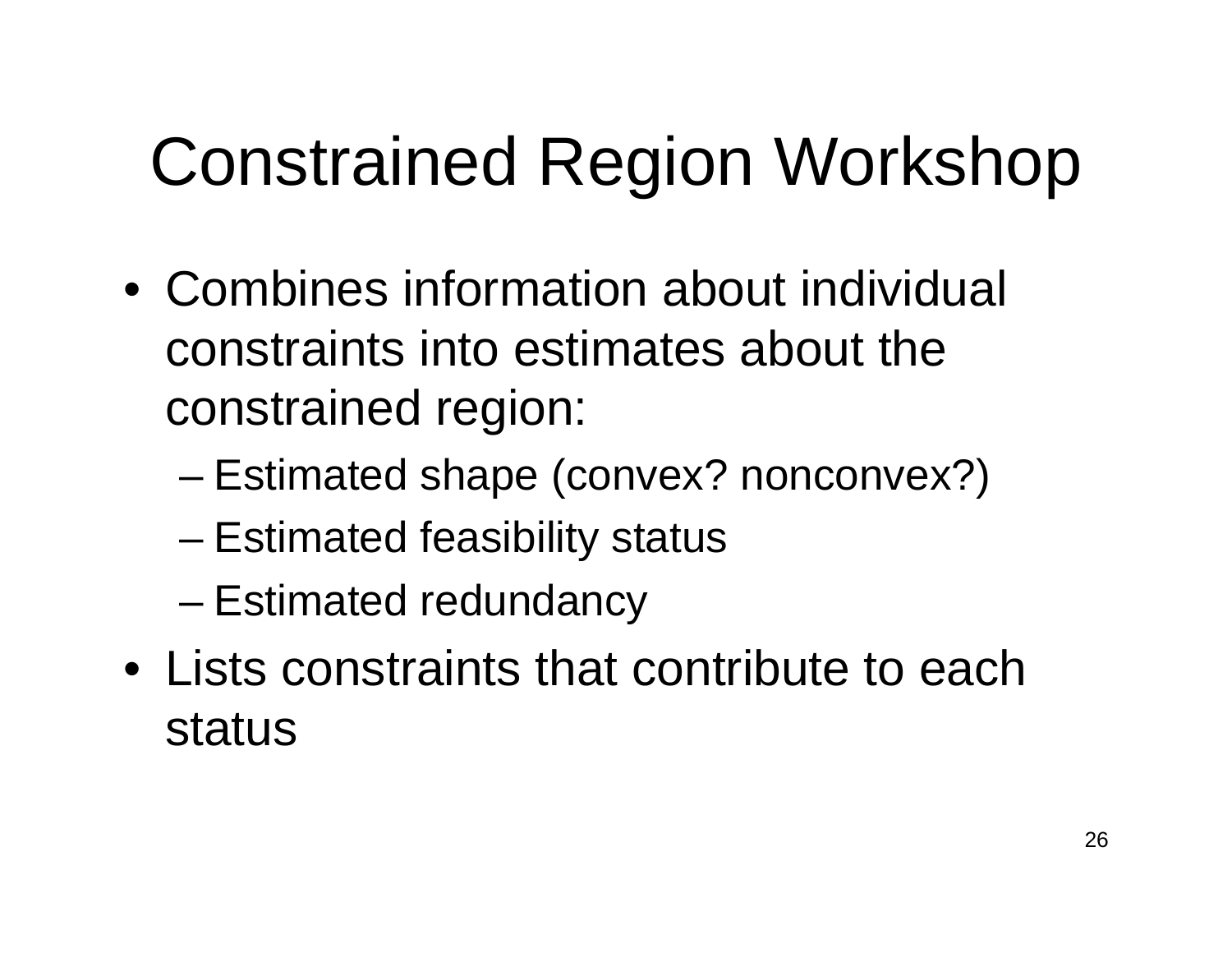# Constrained Region Workshop

- Combines information about individual constraints into estimates about the constrained region:
  - Estimated shape (convex? nonconvex?)
  - Estimated feasibility status
  - Estimated redundancy
- Lists constraints that contribute to each status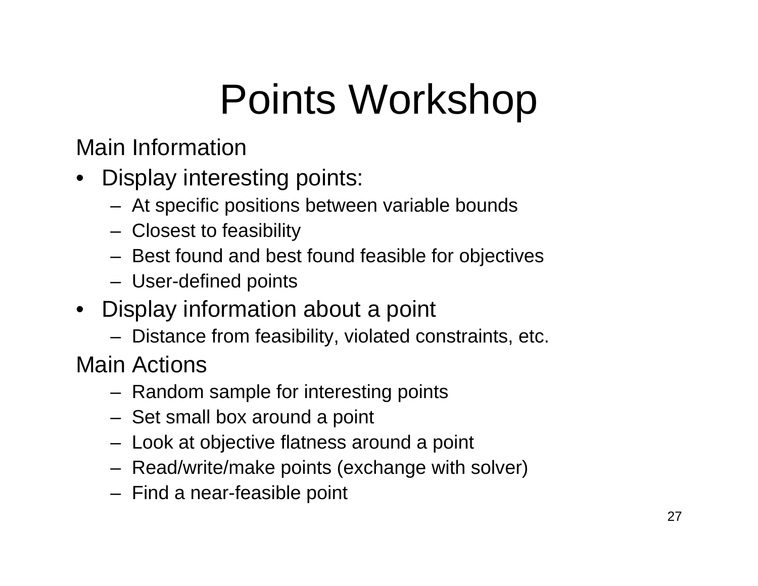# Points Workshop

Main Information

- Display interesting points:
  - At specific positions between variable bounds
  - Closest to feasibility
  - Best found and best found feasible for objectives
  - User-defined points
- Display information about a point
  - Distance from feasibility, violated constraints, etc.

Main Actions

- Random sample for interesting points
- Set small box around a point
- Look at objective flatness around a point
- Read/write/make points (exchange with solver)
- Find a near-feasible point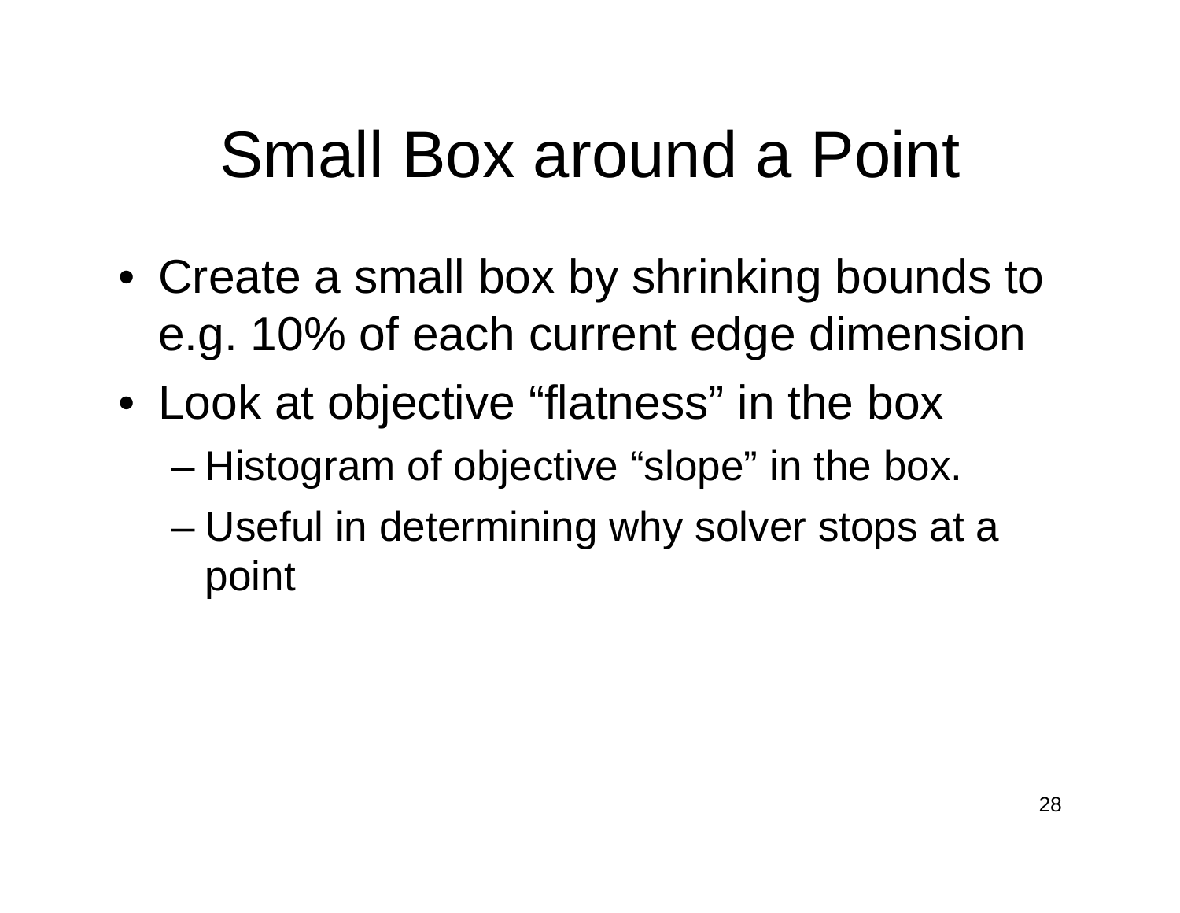# Small Box around a Point

- Create a small box by shrinking bounds to e.g. 10% of each current edge dimension
- Look at objective “flatness” in the box
  - Histogram of objective “slope” in the box.
  - Useful in determining why solver stops at a point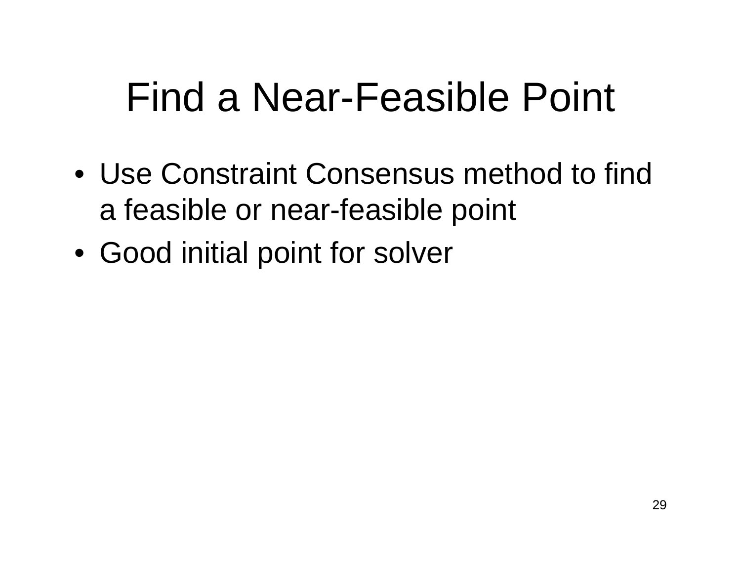# Find a Near-Feasible Point

- Use Constraint Consensus method to find a feasible or near-feasible point
- Good initial point for solver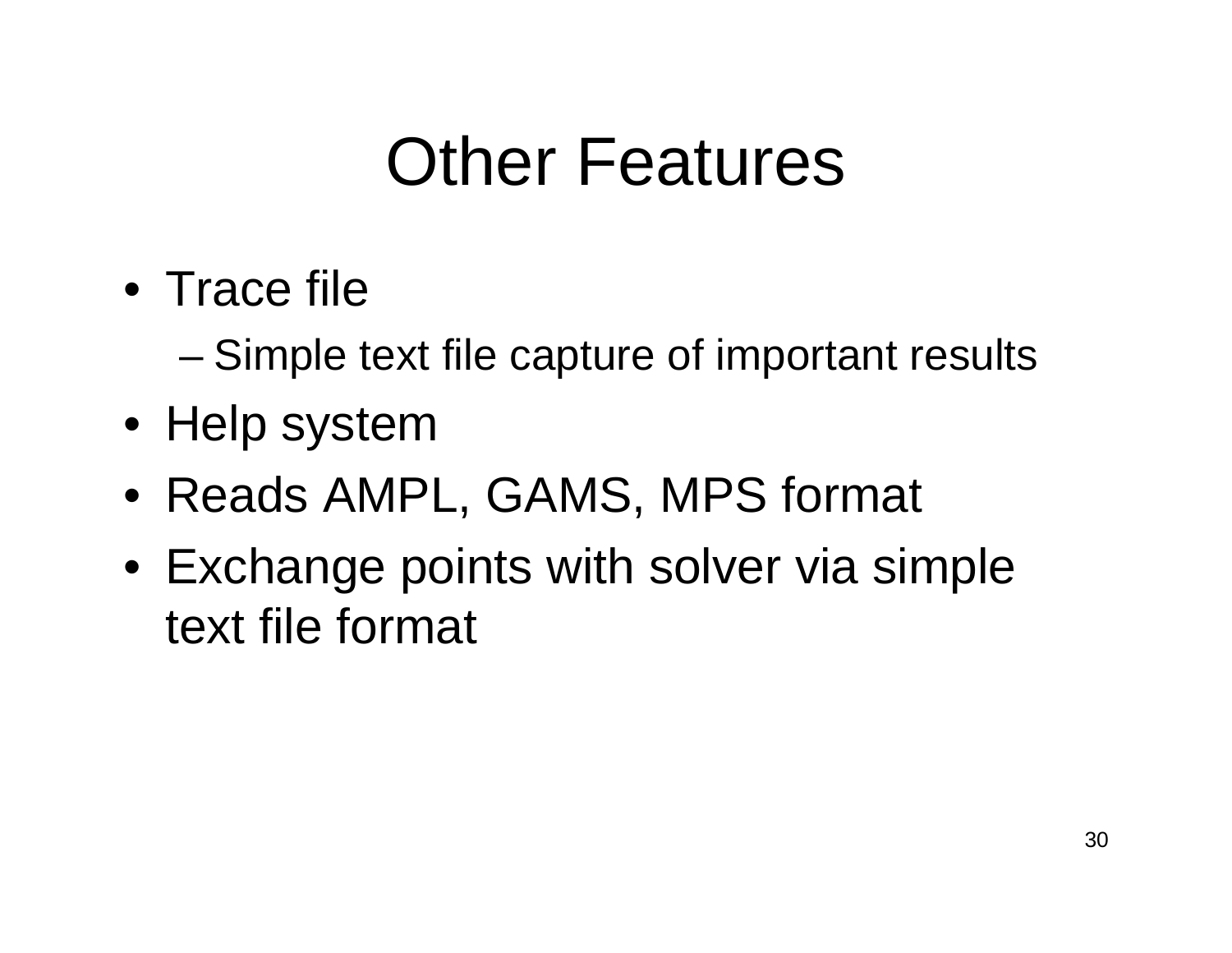# Other Features

- Trace file
  - Simple text file capture of important results
- Help system
- Reads AMPL, GAMS, MPS format
- Exchange points with solver via simple text file format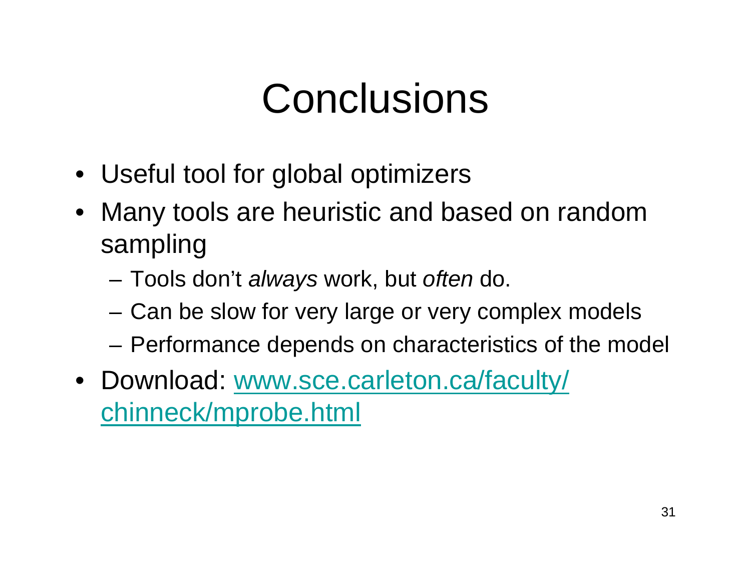# Conclusions

- Useful tool for global optimizers
- Many tools are heuristic and based on random sampling
  - Tools don't *always* work, but *often* do.
  - Can be slow for very large or very complex models
  - Performance depends on characteristics of the model
- Download: [www.sce.carleton.ca/faculty/chinneck/mprobe.html](www.sce.carleton.ca/faculty/chinneck/mprobe.html)